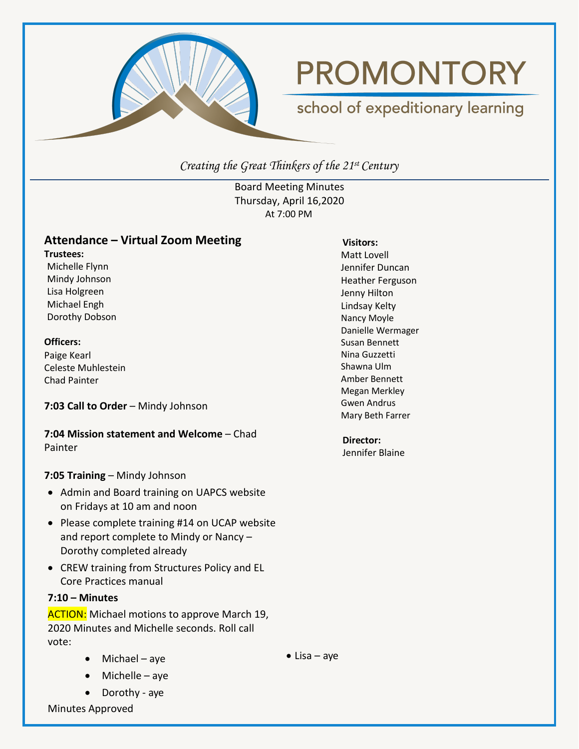# PROMONTORY

school of expeditionary learning

*Creating the Great Thinkers of the 21st Century*

Board Meeting Minutes
Thursday, April 16,2020
At 7:00 PM

## Attendance – Virtual Zoom Meeting

**Trustees:**
Michelle Flynn
Mindy Johnson
Lisa Holgreen
Michael Engh
Dorothy Dobson

**Officers:**
Paige Kearl
Celeste Muhlestein
Chad Painter

**Visitors:**
Matt Lovell
Jennifer Duncan
Heather Ferguson
Jenny Hilton
Lindsay Kelty
Nancy Moyle
Danielle Wermager
Susan Bennett
Nina Guzzetti
Shawna Ulm
Amber Bennett
Megan Merkley
Gwen Andrus
Mary Beth Farrer

**Director:**
Jennifer Blaine

**7:03 Call to Order** – Mindy Johnson

**7:04 Mission statement and Welcome** – Chad Painter

**7:05 Training** – Mindy Johnson

- Admin and Board training on UAPCS website on Fridays at 10 am and noon
- Please complete training #14 on UCAP website and report complete to Mindy or Nancy – Dorothy completed already
- CREW training from Structures Policy and EL Core Practices manual

**7:10 – Minutes**

ACTION: Michael motions to approve March 19, 2020 Minutes and Michelle seconds. Roll call vote:

- Michael – aye
- Michelle – aye
- Dorothy - aye
- Lisa – aye

Minutes Approved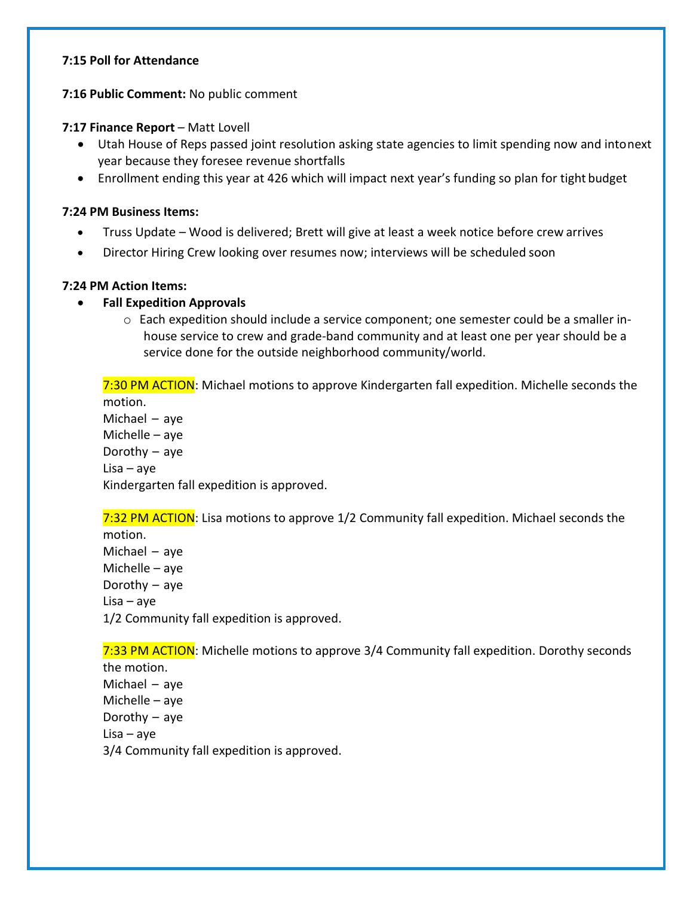**7:15 Poll for Attendance**

**7:16 Public Comment:** No public comment

**7:17 Finance Report** – Matt Lovell

- Utah House of Reps passed joint resolution asking state agencies to limit spending now and into next year because they foresee revenue shortfalls
- Enrollment ending this year at 426 which will impact next year's funding so plan for tight budget

**7:24 PM Business Items:**

- Truss Update – Wood is delivered; Brett will give at least a week notice before crew arrives
- Director Hiring Crew looking over resumes now; interviews will be scheduled soon

**7:24 PM Action Items:**

- **Fall Expedition Approvals**
  - Each expedition should include a service component; one semester could be a smaller in-house service to crew and grade-band community and at least one per year should be a service done for the outside neighborhood community/world.

7:30 PM ACTION: Michael motions to approve Kindergarten fall expedition. Michelle seconds the motion.
Michael – aye
Michelle – aye
Dorothy – aye
Lisa – aye
Kindergarten fall expedition is approved.

7:32 PM ACTION: Lisa motions to approve 1/2 Community fall expedition. Michael seconds the motion.
Michael – aye
Michelle – aye
Dorothy – aye
Lisa – aye
1/2 Community fall expedition is approved.

7:33 PM ACTION: Michelle motions to approve 3/4 Community fall expedition. Dorothy seconds the motion.
Michael – aye
Michelle – aye
Dorothy – aye
Lisa – aye
3/4 Community fall expedition is approved.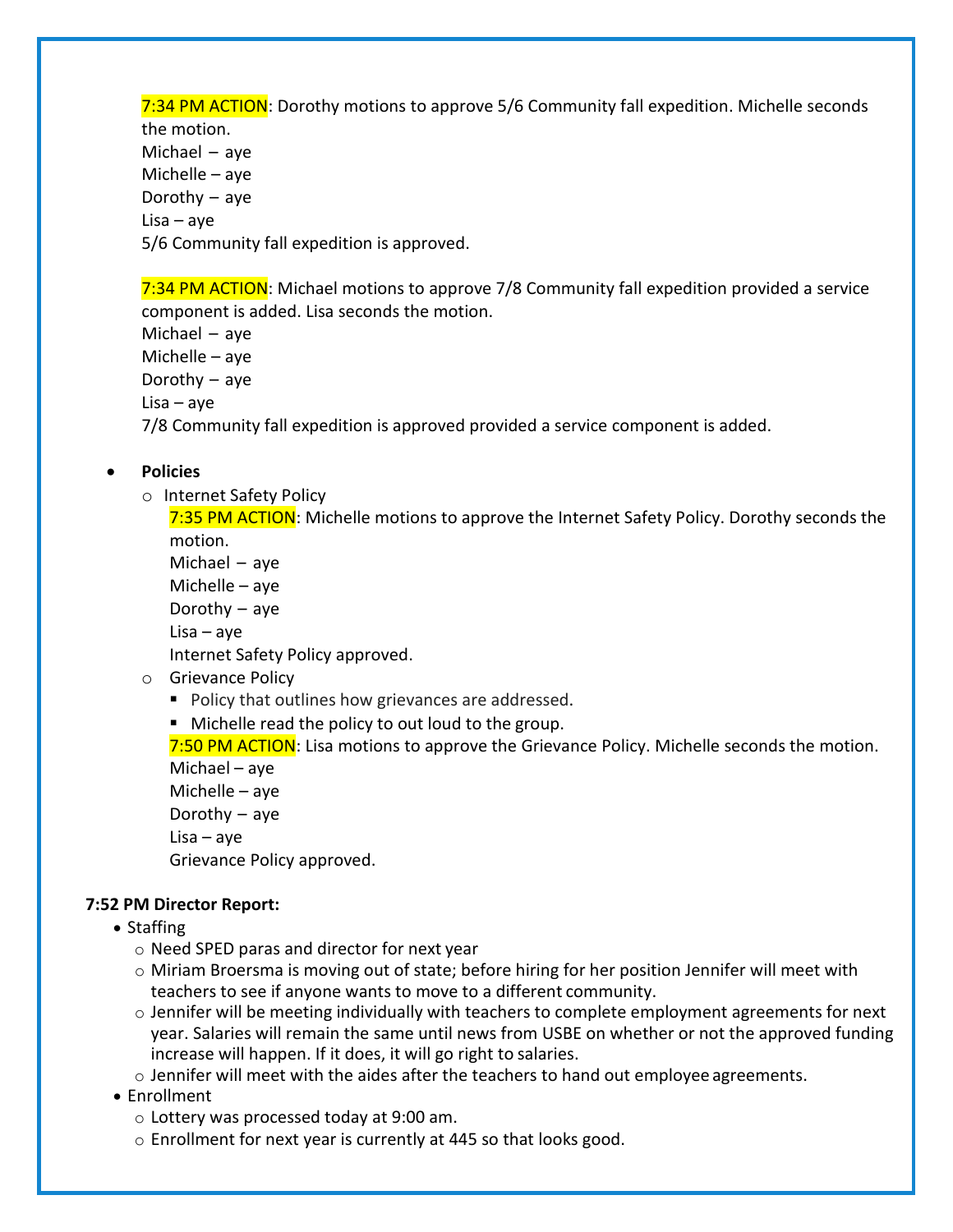7:34 PM ACTION: Dorothy motions to approve 5/6 Community fall expedition. Michelle seconds the motion.
Michael – aye
Michelle – aye
Dorothy – aye
Lisa – aye
5/6 Community fall expedition is approved.

7:34 PM ACTION: Michael motions to approve 7/8 Community fall expedition provided a service component is added. Lisa seconds the motion.
Michael – aye
Michelle – aye
Dorothy – aye
Lisa – aye
7/8 Community fall expedition is approved provided a service component is added.

- **Policies**
  - Internet Safety Policy
    7:35 PM ACTION: Michelle motions to approve the Internet Safety Policy. Dorothy seconds the motion.
    Michael – aye
    Michelle – aye
    Dorothy – aye
    Lisa – aye
    Internet Safety Policy approved.
  - Grievance Policy
    - Policy that outlines how grievances are addressed.
    - Michelle read the policy to out loud to the group.

    7:50 PM ACTION: Lisa motions to approve the Grievance Policy. Michelle seconds the motion.
    Michael – aye
    Michelle – aye
    Dorothy – aye
    Lisa – aye
    Grievance Policy approved.

**7:52 PM Director Report:**

- Staffing
  - Need SPED paras and director for next year
  - Miriam Broersma is moving out of state; before hiring for her position Jennifer will meet with teachers to see if anyone wants to move to a different community.
  - Jennifer will be meeting individually with teachers to complete employment agreements for next year. Salaries will remain the same until news from USBE on whether or not the approved funding increase will happen. If it does, it will go right to salaries.
  - Jennifer will meet with the aides after the teachers to hand out employee agreements.
- Enrollment
  - Lottery was processed today at 9:00 am.
  - Enrollment for next year is currently at 445 so that looks good.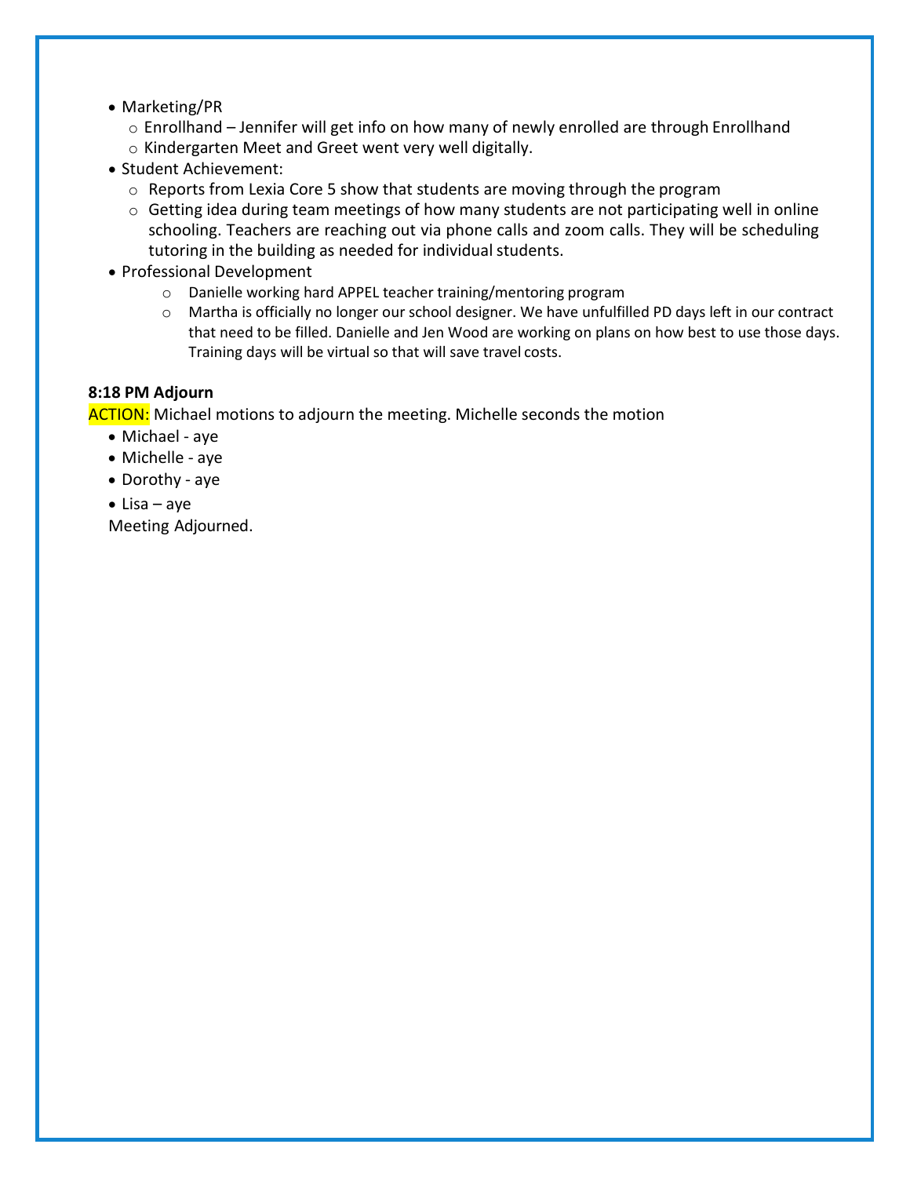- Marketing/PR
  - Enrollhand – Jennifer will get info on how many of newly enrolled are through Enrollhand
  - Kindergarten Meet and Greet went very well digitally.
- Student Achievement:
  - Reports from Lexia Core 5 show that students are moving through the program
  - Getting idea during team meetings of how many students are not participating well in online schooling. Teachers are reaching out via phone calls and zoom calls. They will be scheduling tutoring in the building as needed for individual students.
- Professional Development
  - Danielle working hard APPEL teacher training/mentoring program
  - Martha is officially no longer our school designer. We have unfulfilled PD days left in our contract that need to be filled. Danielle and Jen Wood are working on plans on how best to use those days. Training days will be virtual so that will save travel costs.

**8:18 PM Adjourn**

ACTION: Michael motions to adjourn the meeting. Michelle seconds the motion

- Michael - aye
- Michelle - aye
- Dorothy - aye
- Lisa – aye

Meeting Adjourned.